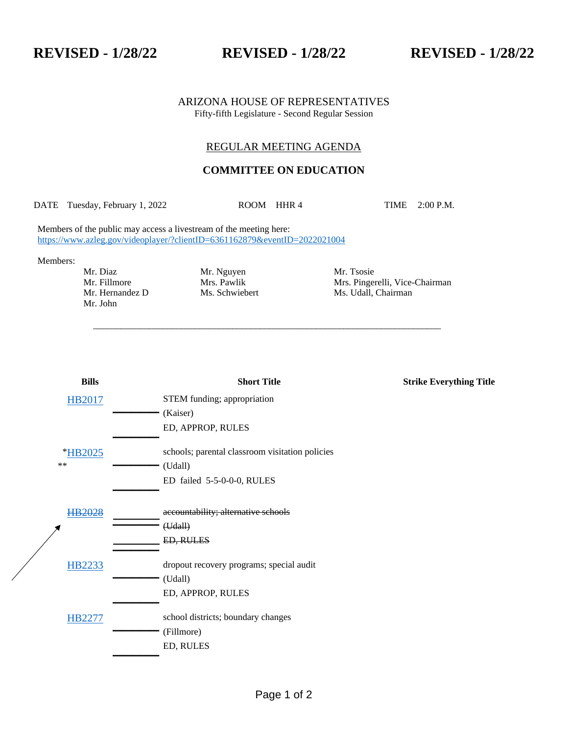**REVISED - 1/28/22 REVISED - 1/28/22 REVISED - 1/28/22**

ARIZONA HOUSE OF REPRESENTATIVES
Fifty-fifth Legislature - Second Regular Session

REGULAR MEETING AGENDA

## COMMITTEE ON EDUCATION

DATE Tuesday, February 1, 2022 ROOM HHR 4 TIME 2:00 P.M.

Members of the public may access a livestream of the meeting here:
https://www.azleg.gov/videoplayer/?clientID=6361162879&eventID=2022021004

Members:

| | | |
|---|---|---|
| Mr. Diaz | Mr. Nguyen | Mr. Tsosie |
| Mr. Fillmore | Mrs. Pawlik | Mrs. Pingerelli, Vice-Chairman |
| Mr. Hernandez D | Ms. Schwiebert | Ms. Udall, Chairman |
| Mr. John | | |

| Bills | Short Title | Strike Everything Title |
|---|---|---|
| HB2017 | STEM funding; appropriation<br>(Kaiser)<br>ED, APPROP, RULES | |
| *HB2025<br>** | schools; parental classroom visitation policies<br>(Udall)<br>ED failed 5-5-0-0-0, RULES | |
| ~~HB2028~~ | ~~accountability; alternative schools~~<br>~~(Udall)~~<br>~~ED, RULES~~ | |
| HB2233 | dropout recovery programs; special audit<br>(Udall)<br>ED, APPROP, RULES | |
| HB2277 | school districts; boundary changes<br>(Fillmore)<br>ED, RULES | |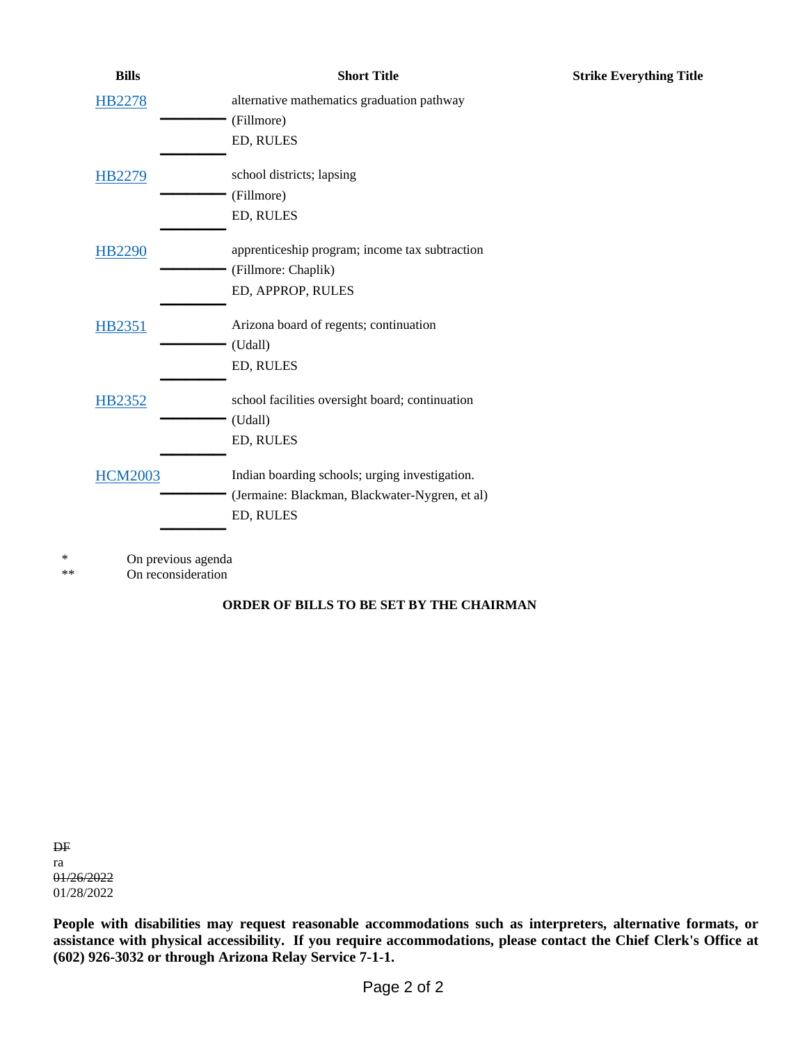| Bills | Short Title | Strike Everything Title |
| --- | --- | --- |
| HB2278 | alternative mathematics graduation pathway<br>(Fillmore)<br>ED, RULES | |
| HB2279 | school districts; lapsing<br>(Fillmore)<br>ED, RULES | |
| HB2290 | apprenticeship program; income tax subtraction<br>(Fillmore: Chaplik)<br>ED, APPROP, RULES | |
| HB2351 | Arizona board of regents; continuation<br>(Udall)<br>ED, RULES | |
| HB2352 | school facilities oversight board; continuation<br>(Udall)<br>ED, RULES | |
| HCM2003 | Indian boarding schools; urging investigation.<br>(Jermaine: Blackman, Blackwater-Nygren, et al)<br>ED, RULES | |

\* On previous agenda

\*\* On reconsideration

**ORDER OF BILLS TO BE SET BY THE CHAIRMAN**

~~DF~~
ra
~~01/26/2022~~
01/28/2022

**People with disabilities may request reasonable accommodations such as interpreters, alternative formats, or assistance with physical accessibility. If you require accommodations, please contact the Chief Clerk's Office at (602) 926-3032 or through Arizona Relay Service 7-1-1.**